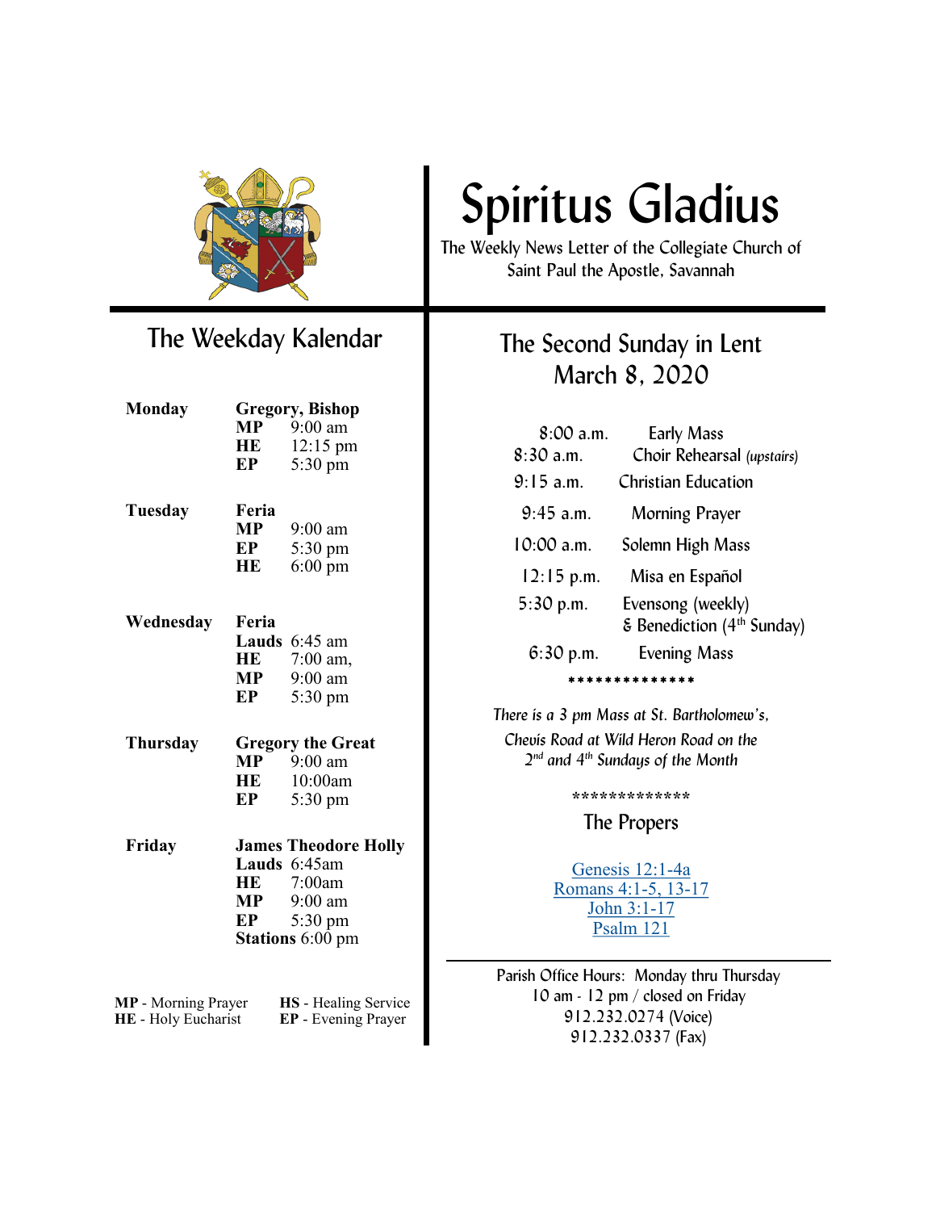# Spiritus Gladius

The Weekly News Letter of the Collegiate Church of Saint Paul the Apostle, Savannah

## The Weekday Kalendar

**Monday** — **Gregory, Bishop**
- **MP** 9:00 am
- **HE** 12:15 pm
- **EP** 5:30 pm

**Tuesday** — **Feria**
- **MP** 9:00 am
- **EP** 5:30 pm
- **HE** 6:00 pm

**Wednesday** — **Feria**
- **Lauds** 6:45 am
- **HE** 7:00 am,
- **MP** 9:00 am
- **EP** 5:30 pm

**Thursday** — **Gregory the Great**
- **MP** 9:00 am
- **HE** 10:00am
- **EP** 5:30 pm

**Friday** — **James Theodore Holly**
- **Lauds** 6:45am
- **HE** 7:00am
- **MP** 9:00 am
- **EP** 5:30 pm
- **Stations** 6:00 pm

**MP** - Morning Prayer
**HE** - Holy Eucharist
**HS** - Healing Service
**EP** - Evening Prayer

## The Second Sunday in Lent
## March 8, 2020

| | |
|---|---|
| 8:00 a.m. | Early Mass |
| 8:30 a.m. | Choir Rehearsal *(upstairs)* |
| 9:15 a.m. | Christian Education |
| 9:45 a.m. | Morning Prayer |
| 10:00 a.m. | Solemn High Mass |
| 12:15 p.m. | Misa en Español |
| 5:30 p.m. | Evensong (weekly) & Benediction (4th Sunday) |
| 6:30 p.m. | Evening Mass |

**************

*There is a 3 pm Mass at St. Bartholomew's, Chevis Road at Wild Heron Road on the 2nd and 4th Sundays of the Month*

*************

### The Propers

Genesis 12:1-4a
Romans 4:1-5, 13-17
John 3:1-17
Psalm 121

Parish Office Hours: Monday thru Thursday
10 am - 12 pm / closed on Friday
912.232.0274 (Voice)
912.232.0337 (Fax)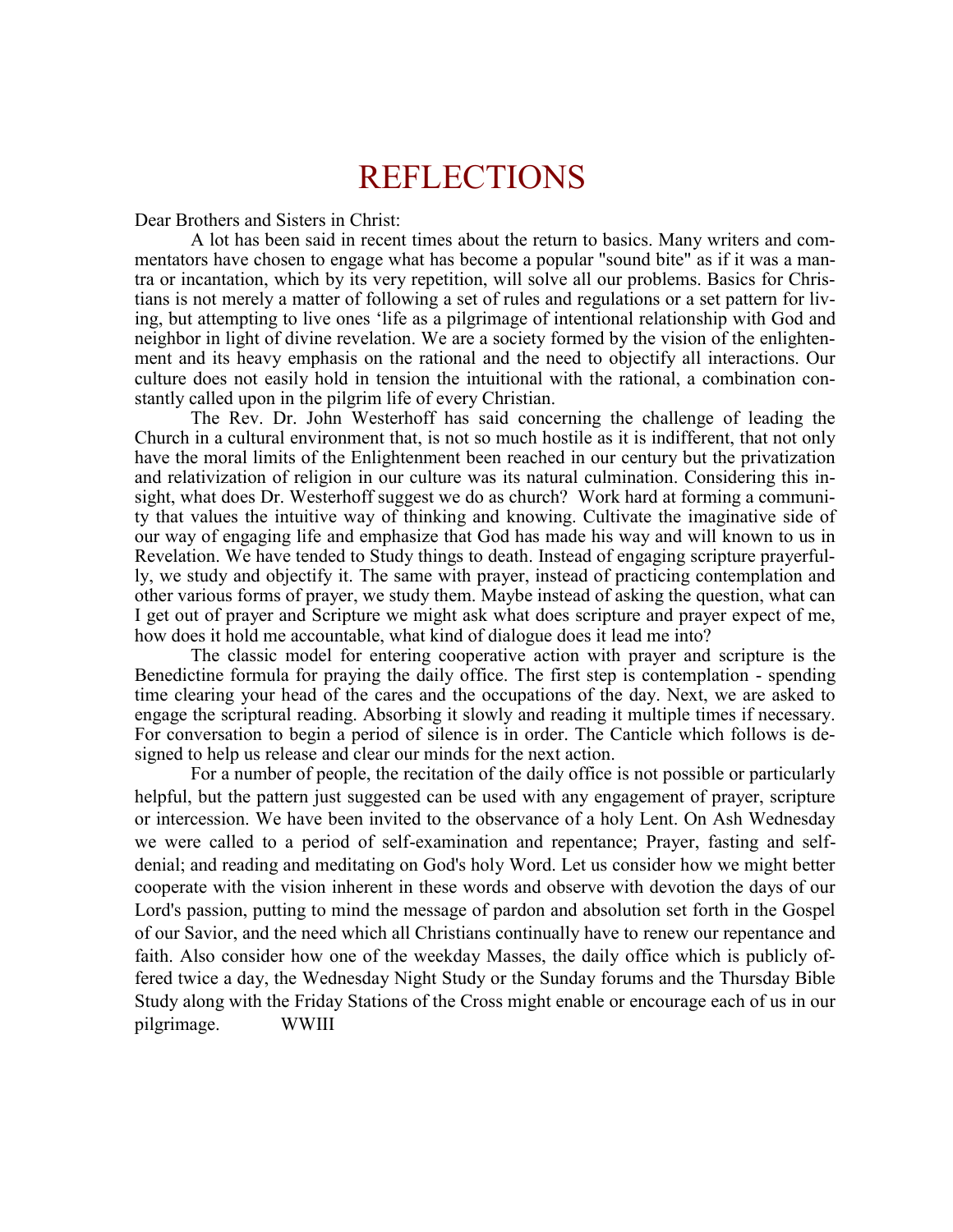# REFLECTIONS

Dear Brothers and Sisters in Christ:

A lot has been said in recent times about the return to basics. Many writers and commentators have chosen to engage what has become a popular "sound bite" as if it was a mantra or incantation, which by its very repetition, will solve all our problems. Basics for Christians is not merely a matter of following a set of rules and regulations or a set pattern for living, but attempting to live ones 'life as a pilgrimage of intentional relationship with God and neighbor in light of divine revelation. We are a society formed by the vision of the enlightenment and its heavy emphasis on the rational and the need to objectify all interactions. Our culture does not easily hold in tension the intuitional with the rational, a combination constantly called upon in the pilgrim life of every Christian.

The Rev. Dr. John Westerhoff has said concerning the challenge of leading the Church in a cultural environment that, is not so much hostile as it is indifferent, that not only have the moral limits of the Enlightenment been reached in our century but the privatization and relativization of religion in our culture was its natural culmination. Considering this insight, what does Dr. Westerhoff suggest we do as church? Work hard at forming a community that values the intuitive way of thinking and knowing. Cultivate the imaginative side of our way of engaging life and emphasize that God has made his way and will known to us in Revelation. We have tended to Study things to death. Instead of engaging scripture prayerfully, we study and objectify it. The same with prayer, instead of practicing contemplation and other various forms of prayer, we study them. Maybe instead of asking the question, what can I get out of prayer and Scripture we might ask what does scripture and prayer expect of me, how does it hold me accountable, what kind of dialogue does it lead me into?

The classic model for entering cooperative action with prayer and scripture is the Benedictine formula for praying the daily office. The first step is contemplation - spending time clearing your head of the cares and the occupations of the day. Next, we are asked to engage the scriptural reading. Absorbing it slowly and reading it multiple times if necessary. For conversation to begin a period of silence is in order. The Canticle which follows is designed to help us release and clear our minds for the next action.

For a number of people, the recitation of the daily office is not possible or particularly helpful, but the pattern just suggested can be used with any engagement of prayer, scripture or intercession. We have been invited to the observance of a holy Lent. On Ash Wednesday we were called to a period of self-examination and repentance; Prayer, fasting and self-denial; and reading and meditating on God's holy Word. Let us consider how we might better cooperate with the vision inherent in these words and observe with devotion the days of our Lord's passion, putting to mind the message of pardon and absolution set forth in the Gospel of our Savior, and the need which all Christians continually have to renew our repentance and faith. Also consider how one of the weekday Masses, the daily office which is publicly offered twice a day, the Wednesday Night Study or the Sunday forums and the Thursday Bible Study along with the Friday Stations of the Cross might enable or encourage each of us in our pilgrimage. WWIII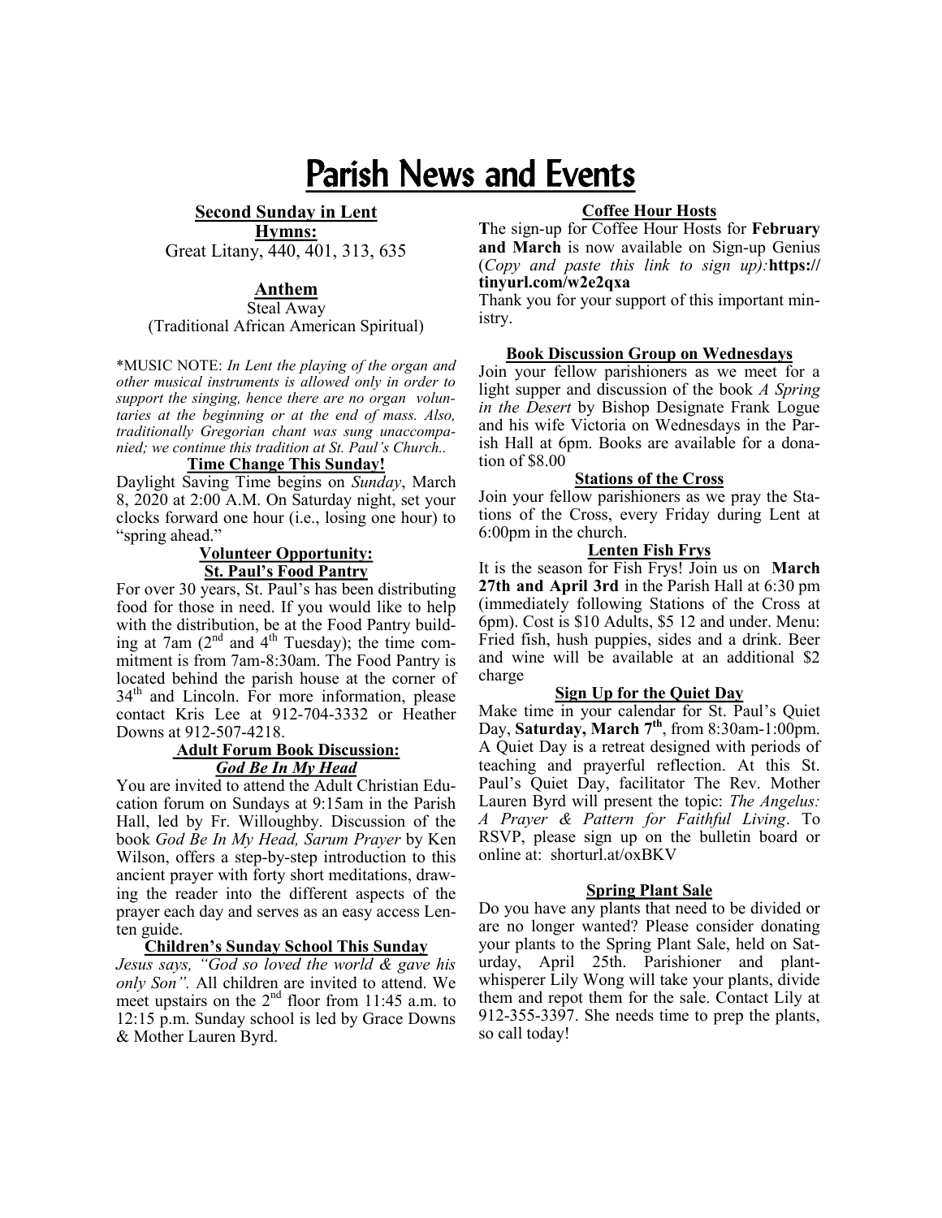# Parish News and Events

## Second Sunday in Lent

**Hymns:**

Great Litany, 440, 401, 313, 635

**Anthem**

Steal Away
(Traditional African American Spiritual)

*MUSIC NOTE: *In Lent the playing of the organ and other musical instruments is allowed only in order to support the singing, hence there are no organ voluntaries at the beginning or at the end of mass. Also, traditionally Gregorian chant was sung unaccompanied; we continue this tradition at St. Paul's Church..*

### Time Change This Sunday!

Daylight Saving Time begins on *Sunday*, March 8, 2020 at 2:00 A.M. On Saturday night, set your clocks forward one hour (i.e., losing one hour) to "spring ahead."

### Volunteer Opportunity: St. Paul's Food Pantry

For over 30 years, St. Paul's has been distributing food for those in need. If you would like to help with the distribution, be at the Food Pantry building at 7am (2nd and 4th Tuesday); the time commitment is from 7am-8:30am. The Food Pantry is located behind the parish house at the corner of 34th and Lincoln. For more information, please contact Kris Lee at 912-704-3332 or Heather Downs at 912-507-4218.

### Adult Forum Book Discussion: *God Be In My Head*

You are invited to attend the Adult Christian Education forum on Sundays at 9:15am in the Parish Hall, led by Fr. Willoughby. Discussion of the book *God Be In My Head, Sarum Prayer* by Ken Wilson, offers a step-by-step introduction to this ancient prayer with forty short meditations, drawing the reader into the different aspects of the prayer each day and serves as an easy access Lenten guide.

### Children's Sunday School This Sunday

*Jesus says, "God so loved the world & gave his only Son".* All children are invited to attend. We meet upstairs on the 2nd floor from 11:45 a.m. to 12:15 p.m. Sunday school is led by Grace Downs & Mother Lauren Byrd.

### Coffee Hour Hosts

The sign-up for Coffee Hour Hosts for **February and March** is now available on Sign-up Genius (*Copy and paste this link to sign up):* **https://tinyurl.com/w2e2qxa**

Thank you for your support of this important ministry.

### Book Discussion Group on Wednesdays

Join your fellow parishioners as we meet for a light supper and discussion of the book *A Spring in the Desert* by Bishop Designate Frank Logue and his wife Victoria on Wednesdays in the Parish Hall at 6pm. Books are available for a donation of $8.00

### Stations of the Cross

Join your fellow parishioners as we pray the Stations of the Cross, every Friday during Lent at 6:00pm in the church.

### Lenten Fish Frys

It is the season for Fish Frys! Join us on **March 27th and April 3rd** in the Parish Hall at 6:30 pm (immediately following Stations of the Cross at 6pm). Cost is $10 Adults, $5 12 and under. Menu: Fried fish, hush puppies, sides and a drink. Beer and wine will be available at an additional $2 charge

### Sign Up for the Quiet Day

Make time in your calendar for St. Paul's Quiet Day, **Saturday, March 7th**, from 8:30am-1:00pm. A Quiet Day is a retreat designed with periods of teaching and prayerful reflection. At this St. Paul's Quiet Day, facilitator The Rev. Mother Lauren Byrd will present the topic: *The Angelus: A Prayer & Pattern for Faithful Living*. To RSVP, please sign up on the bulletin board or online at: shorturl.at/oxBKV

### Spring Plant Sale

Do you have any plants that need to be divided or are no longer wanted? Please consider donating your plants to the Spring Plant Sale, held on Saturday, April 25th. Parishioner and plant-whisperer Lily Wong will take your plants, divide them and repot them for the sale. Contact Lily at 912-355-3397. She needs time to prep the plants, so call today!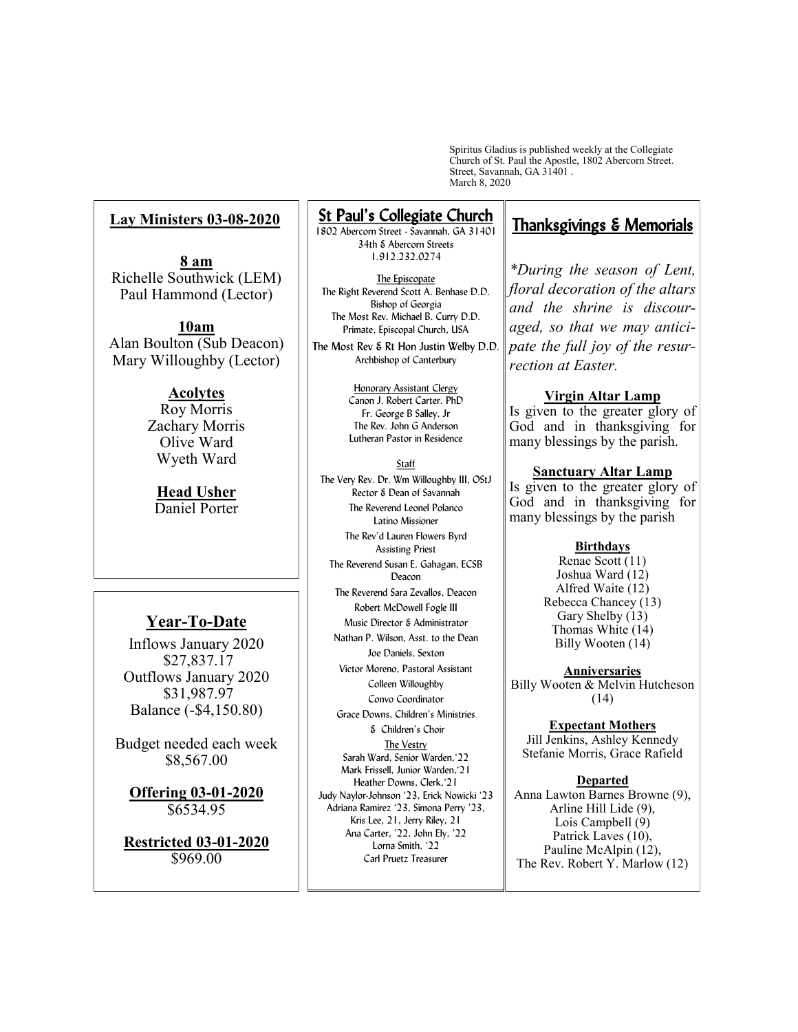Spiritus Gladius is published weekly at the Collegiate Church of St. Paul the Apostle, 1802 Abercorn Street. Street, Savannah, GA 31401 .
March 8, 2020

**Lay Ministers 03-08-2020**

**8 am**
Richelle Southwick (LEM)
Paul Hammond (Lector)

**10am**
Alan Boulton (Sub Deacon)
Mary Willoughby (Lector)

**Acolytes**
Roy Morris
Zachary Morris
Olive Ward
Wyeth Ward

**Head Usher**
Daniel Porter

## Year-To-Date

Inflows January 2020
$27,837.17
Outflows January 2020
$31,987.97
Balance (-$4,150.80)

Budget needed each week
$8,567.00

**Offering 03-01-2020**
$6534.95

**Restricted 03-01-2020**
$969.00

## St Paul's Collegiate Church

1802 Abercorn Street - Savannah, GA 31401
34th & Abercorn Streets
1.912.232.0274

The Episcopate
The Right Reverend Scott A. Benhase D.D.
Bishop of Georgia
The Most Rev. Michael B. Curry D.D.
Primate, Episcopal Church, USA
The Most Rev & Rt Hon Justin Welby D.D.
Archbishop of Canterbury

Honorary Assistant Clergy
Canon J. Robert Carter. PhD
Fr. George B Salley, Jr
The Rev. John G Anderson
Lutheran Pastor in Residence

Staff
The Very Rev. Dr. Wm Willoughby III, OStJ
Rector & Dean of Savannah
The Reverend Leonel Polanco
Latino Missioner
The Rev'd Lauren Flowers Byrd
Assisting Priest
The Reverend Susan E. Gahagan, ECSB
Deacon
The Reverend Sara Zevallos, Deacon
Robert McDowell Fogle III
Music Director & Administrator
Nathan P. Wilson, Asst. to the Dean
Joe Daniels, Sexton
Victor Moreno, Pastoral Assistant
Colleen Willoughby
Convo Coordinator
Grace Downs, Children's Ministries
& Children's Choir

The Vestry
Sarah Ward, Senior Warden,'22
Mark Frissell, Junior Warden,'21
Heather Downs, Clerk,'21
Judy Naylor-Johnson '23, Erick Nowicki '23
Adriana Ramirez '23, Simona Perry '23,
Kris Lee, 21, Jerry Riley, 21
Ana Carter, '22, John Ely, '22
Lorna Smith, '22
Carl Pruetz Treasurer

## Thanksgivings & Memorials

*\*During the season of Lent, floral decoration of the altars and the shrine is discouraged, so that we may anticipate the full joy of the resurrection at Easter.*

**Virgin Altar Lamp**
Is given to the greater glory of God and in thanksgiving for many blessings by the parish.

**Sanctuary Altar Lamp**
Is given to the greater glory of God and in thanksgiving for many blessings by the parish

**Birthdays**
Renae Scott (11)
Joshua Ward (12)
Alfred Waite (12)
Rebecca Chancey (13)
Gary Shelby (13)
Thomas White (14)
Billy Wooten (14)

**Anniversaries**
Billy Wooten & Melvin Hutcheson (14)

**Expectant Mothers**
Jill Jenkins, Ashley Kennedy
Stefanie Morris, Grace Rafield

**Departed**
Anna Lawton Barnes Browne (9),
Arline Hill Lide (9),
Lois Campbell (9)
Patrick Laves (10),
Pauline McAlpin (12),
The Rev. Robert Y. Marlow (12)